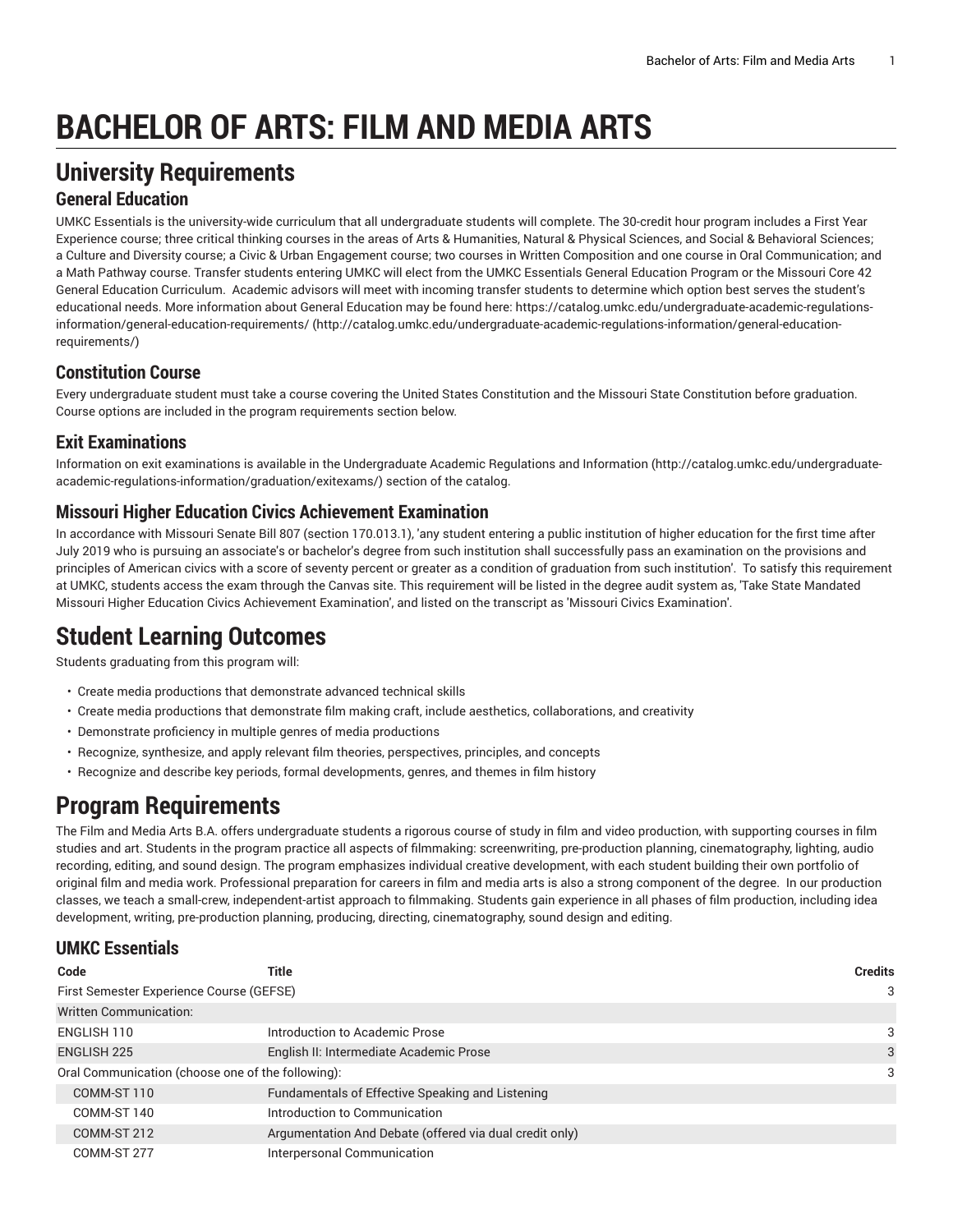# BACHELOR OF ARTS: FILM AND MEDIA ARTS

## University Requirements

### General Education

UMKC Essentials is the university-wide curriculum that all undergraduate students will complete. The 30-credit hour program includes a First Year Experience course; three critical thinking courses in the areas of Arts & Humanities, Natural & Physical Sciences, and Social & Behavioral Sciences; a Culture and Diversity course; a Civic & Urban Engagement course; two courses in Written Composition and one course in Oral Communication; and a Math Pathway course. Transfer students entering UMKC will elect from the UMKC Essentials General Education Program or the Missouri Core 42 General Education Curriculum. Academic advisors will meet with incoming transfer students to determine which option best serves the student's educational needs. More information about General Education may be found here: https://catalog.umkc.edu/undergraduate-academic-regulations-information/general-education-requirements/ (http://catalog.umkc.edu/undergraduate-academic-regulations-information/general-education-requirements/)

### Constitution Course

Every undergraduate student must take a course covering the United States Constitution and the Missouri State Constitution before graduation. Course options are included in the program requirements section below.

### Exit Examinations

Information on exit examinations is available in the Undergraduate Academic Regulations and Information (http://catalog.umkc.edu/undergraduate-academic-regulations-information/graduation/exitexams/) section of the catalog.

### Missouri Higher Education Civics Achievement Examination

In accordance with Missouri Senate Bill 807 (section 170.013.1), 'any student entering a public institution of higher education for the first time after July 2019 who is pursuing an associate's or bachelor's degree from such institution shall successfully pass an examination on the provisions and principles of American civics with a score of seventy percent or greater as a condition of graduation from such institution'. To satisfy this requirement at UMKC, students access the exam through the Canvas site. This requirement will be listed in the degree audit system as, 'Take State Mandated Missouri Higher Education Civics Achievement Examination', and listed on the transcript as 'Missouri Civics Examination'.

## Student Learning Outcomes

Students graduating from this program will:

- Create media productions that demonstrate advanced technical skills
- Create media productions that demonstrate film making craft, include aesthetics, collaborations, and creativity
- Demonstrate proficiency in multiple genres of media productions
- Recognize, synthesize, and apply relevant film theories, perspectives, principles, and concepts
- Recognize and describe key periods, formal developments, genres, and themes in film history

## Program Requirements

The Film and Media Arts B.A. offers undergraduate students a rigorous course of study in film and video production, with supporting courses in film studies and art. Students in the program practice all aspects of filmmaking: screenwriting, pre-production planning, cinematography, lighting, audio recording, editing, and sound design. The program emphasizes individual creative development, with each student building their own portfolio of original film and media work. Professional preparation for careers in film and media arts is also a strong component of the degree. In our production classes, we teach a small-crew, independent-artist approach to filmmaking. Students gain experience in all phases of film production, including idea development, writing, pre-production planning, producing, directing, cinematography, sound design and editing.

### UMKC Essentials

| Code | Title | Credits |
|---|---|---|
| First Semester Experience Course (GEFSE) | | 3 |
| Written Communication: | | |
| ENGLISH 110 | Introduction to Academic Prose | 3 |
| ENGLISH 225 | English II: Intermediate Academic Prose | 3 |
| Oral Communication (choose one of the following): | | 3 |
| COMM-ST 110 | Fundamentals of Effective Speaking and Listening | |
| COMM-ST 140 | Introduction to Communication | |
| COMM-ST 212 | Argumentation And Debate (offered via dual credit only) | |
| COMM-ST 277 | Interpersonal Communication | |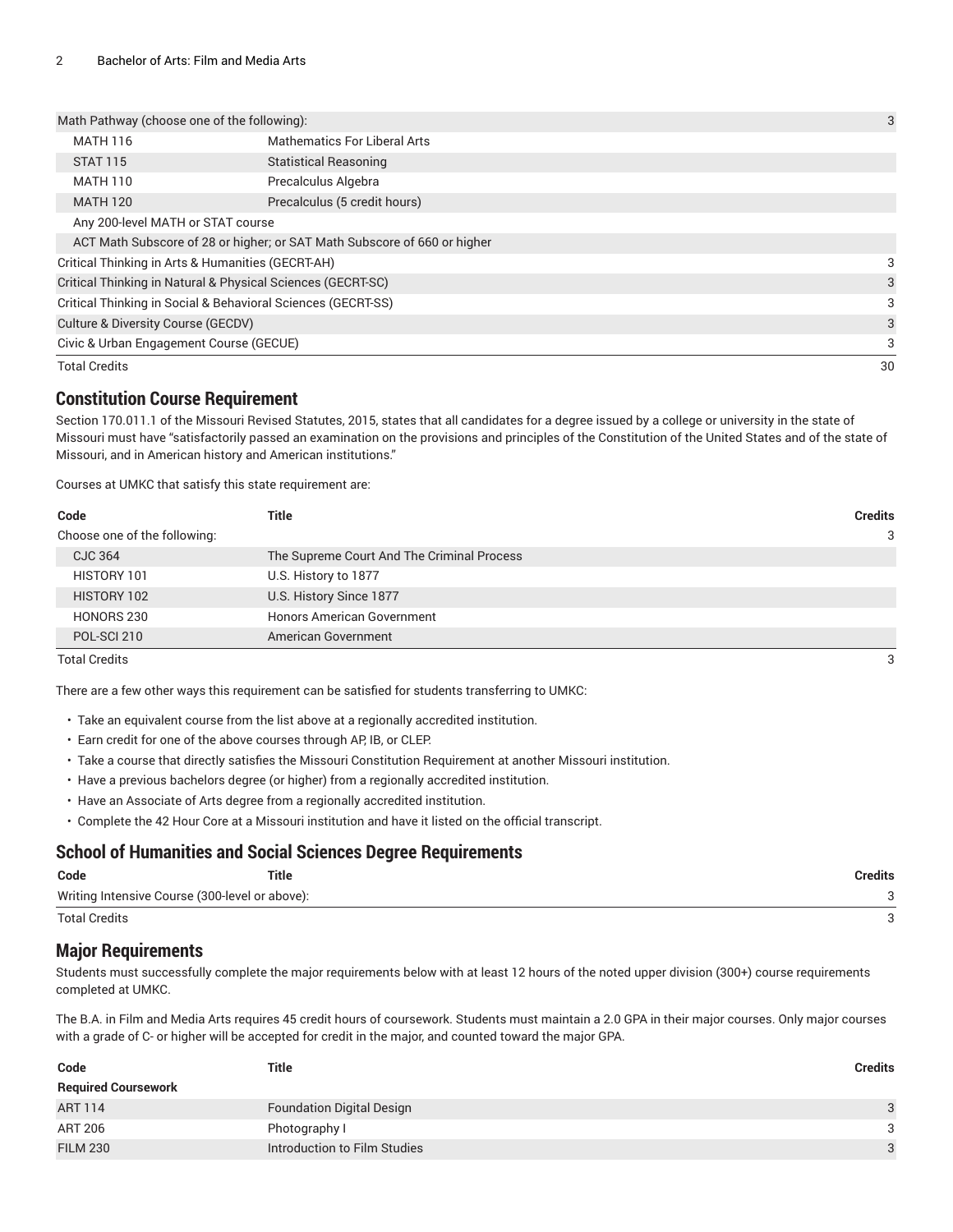| | | |
|---|---|---|
| Math Pathway (choose one of the following): | | 3 |
| MATH 116 | Mathematics For Liberal Arts | |
| STAT 115 | Statistical Reasoning | |
| MATH 110 | Precalculus Algebra | |
| MATH 120 | Precalculus (5 credit hours) | |
| Any 200-level MATH or STAT course | | |
| ACT Math Subscore of 28 or higher; or SAT Math Subscore of 660 or higher | | |
| Critical Thinking in Arts & Humanities (GECRT-AH) | | 3 |
| Critical Thinking in Natural & Physical Sciences (GECRT-SC) | | 3 |
| Critical Thinking in Social & Behavioral Sciences (GECRT-SS) | | 3 |
| Culture & Diversity Course (GECDV) | | 3 |
| Civic & Urban Engagement Course (GECUE) | | 3 |
| Total Credits | | 30 |

## Constitution Course Requirement

Section 170.011.1 of the Missouri Revised Statutes, 2015, states that all candidates for a degree issued by a college or university in the state of Missouri must have "satisfactorily passed an examination on the provisions and principles of the Constitution of the United States and of the state of Missouri, and in American history and American institutions."

Courses at UMKC that satisfy this state requirement are:

| Code | Title | Credits |
|---|---|---|
| Choose one of the following: | | 3 |
| CJC 364 | The Supreme Court And The Criminal Process | |
| HISTORY 101 | U.S. History to 1877 | |
| HISTORY 102 | U.S. History Since 1877 | |
| HONORS 230 | Honors American Government | |
| POL-SCI 210 | American Government | |
| Total Credits | | 3 |

There are a few other ways this requirement can be satisfied for students transferring to UMKC:

- Take an equivalent course from the list above at a regionally accredited institution.
- Earn credit for one of the above courses through AP, IB, or CLEP.
- Take a course that directly satisfies the Missouri Constitution Requirement at another Missouri institution.
- Have a previous bachelors degree (or higher) from a regionally accredited institution.
- Have an Associate of Arts degree from a regionally accredited institution.
- Complete the 42 Hour Core at a Missouri institution and have it listed on the official transcript.

## School of Humanities and Social Sciences Degree Requirements

| Code | Title | Credits |
|---|---|---|
| Writing Intensive Course (300-level or above): | | 3 |
| Total Credits | | 3 |

## Major Requirements

Students must successfully complete the major requirements below with at least 12 hours of the noted upper division (300+) course requirements completed at UMKC.

The B.A. in Film and Media Arts requires 45 credit hours of coursework. Students must maintain a 2.0 GPA in their major courses. Only major courses with a grade of C- or higher will be accepted for credit in the major, and counted toward the major GPA.

| Code | Title | Credits |
|---|---|---|
| **Required Coursework** | | |
| ART 114 | Foundation Digital Design | 3 |
| ART 206 | Photography I | 3 |
| FILM 230 | Introduction to Film Studies | 3 |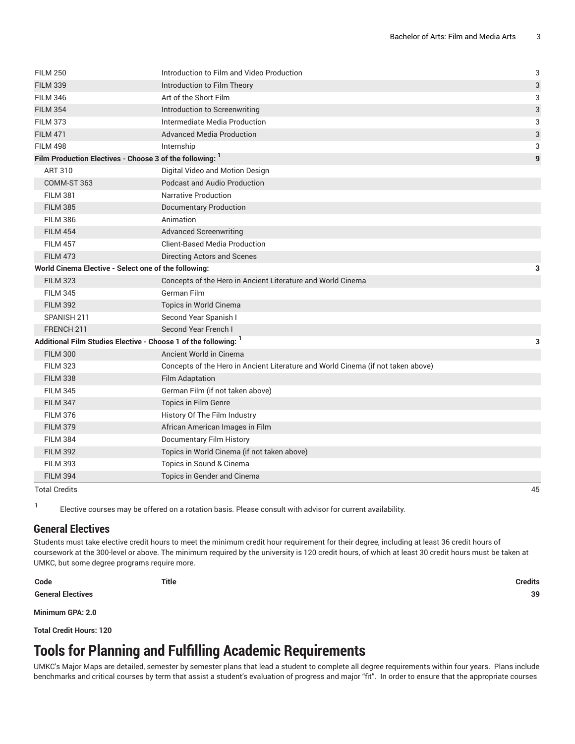| | | |
|---|---|---|
| FILM 250 | Introduction to Film and Video Production | 3 |
| FILM 339 | Introduction to Film Theory | 3 |
| FILM 346 | Art of the Short Film | 3 |
| FILM 354 | Introduction to Screenwriting | 3 |
| FILM 373 | Intermediate Media Production | 3 |
| FILM 471 | Advanced Media Production | 3 |
| FILM 498 | Internship | 3 |
| **Film Production Electives - Choose 3 of the following:** [1] | | **9** |
| ART 310 | Digital Video and Motion Design | |
| COMM-ST 363 | Podcast and Audio Production | |
| FILM 381 | Narrative Production | |
| FILM 385 | Documentary Production | |
| FILM 386 | Animation | |
| FILM 454 | Advanced Screenwriting | |
| FILM 457 | Client-Based Media Production | |
| FILM 473 | Directing Actors and Scenes | |
| **World Cinema Elective - Select one of the following:** | | **3** |
| FILM 323 | Concepts of the Hero in Ancient Literature and World Cinema | |
| FILM 345 | German Film | |
| FILM 392 | Topics in World Cinema | |
| SPANISH 211 | Second Year Spanish I | |
| FRENCH 211 | Second Year French I | |
| **Additional Film Studies Elective - Choose 1 of the following:** [1] | | **3** |
| FILM 300 | Ancient World in Cinema | |
| FILM 323 | Concepts of the Hero in Ancient Literature and World Cinema (if not taken above) | |
| FILM 338 | Film Adaptation | |
| FILM 345 | German Film (if not taken above) | |
| FILM 347 | Topics in Film Genre | |
| FILM 376 | History Of The Film Industry | |
| FILM 379 | African American Images in Film | |
| FILM 384 | Documentary Film History | |
| FILM 392 | Topics in World Cinema (if not taken above) | |
| FILM 393 | Topics in Sound & Cinema | |
| FILM 394 | Topics in Gender and Cinema | |
| Total Credits | | 45 |

[1] Elective courses may be offered on a rotation basis. Please consult with advisor for current availability.

### General Electives

Students must take elective credit hours to meet the minimum credit hour requirement for their degree, including at least 36 credit hours of coursework at the 300-level or above. The minimum required by the university is 120 credit hours, of which at least 30 credit hours must be taken at UMKC, but some degree programs require more.

| Code | Title | Credits |
|---|---|---|
| **General Electives** | | **39** |

**Minimum GPA: 2.0**

**Total Credit Hours: 120**

# Tools for Planning and Fulfilling Academic Requirements

UMKC's Major Maps are detailed, semester by semester plans that lead a student to complete all degree requirements within four years. Plans include benchmarks and critical courses by term that assist a student's evaluation of progress and major "fit". In order to ensure that the appropriate courses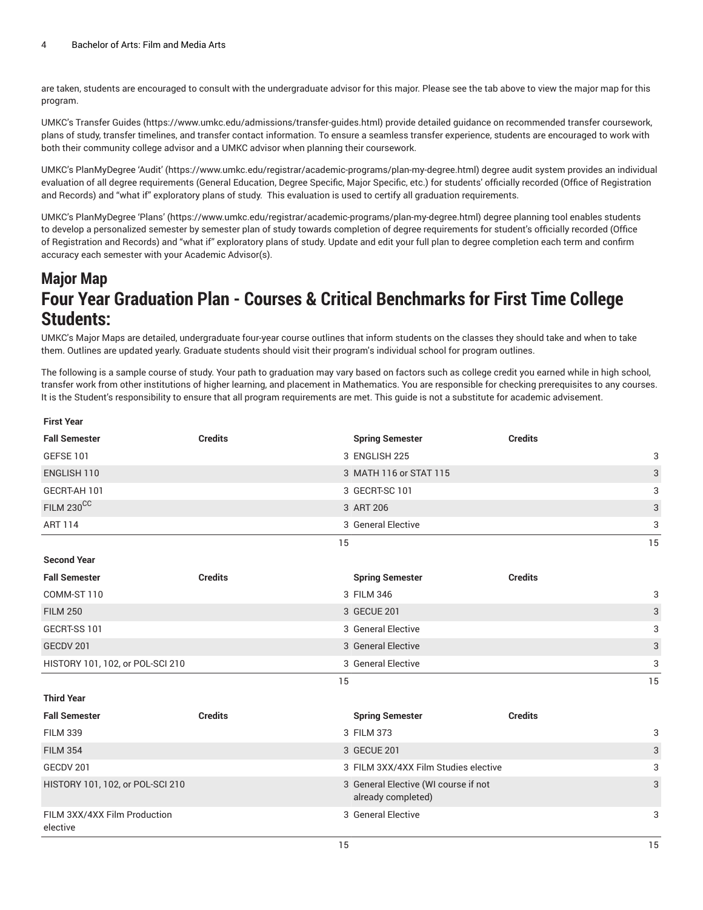are taken, students are encouraged to consult with the undergraduate advisor for this major. Please see the tab above to view the major map for this program.

UMKC's Transfer Guides (https://www.umkc.edu/admissions/transfer-guides.html) provide detailed guidance on recommended transfer coursework, plans of study, transfer timelines, and transfer contact information. To ensure a seamless transfer experience, students are encouraged to work with both their community college advisor and a UMKC advisor when planning their coursework.

UMKC's PlanMyDegree 'Audit' (https://www.umkc.edu/registrar/academic-programs/plan-my-degree.html) degree audit system provides an individual evaluation of all degree requirements (General Education, Degree Specific, Major Specific, etc.) for students' officially recorded (Office of Registration and Records) and "what if" exploratory plans of study. This evaluation is used to certify all graduation requirements.

UMKC's PlanMyDegree 'Plans' (https://www.umkc.edu/registrar/academic-programs/plan-my-degree.html) degree planning tool enables students to develop a personalized semester by semester plan of study towards completion of degree requirements for student's officially recorded (Office of Registration and Records) and "what if" exploratory plans of study. Update and edit your full plan to degree completion each term and confirm accuracy each semester with your Academic Advisor(s).

## Major Map

## Four Year Graduation Plan - Courses & Critical Benchmarks for First Time College Students:

UMKC's Major Maps are detailed, undergraduate four-year course outlines that inform students on the classes they should take and when to take them. Outlines are updated yearly. Graduate students should visit their program's individual school for program outlines.

The following is a sample course of study. Your path to graduation may vary based on factors such as college credit you earned while in high school, transfer work from other institutions of higher learning, and placement in Mathematics. You are responsible for checking prerequisites to any courses. It is the Student's responsibility to ensure that all program requirements are met. This guide is not a substitute for academic advisement.

| | | | |
|---|---|---|---|
| **First Year** | | | |
| **Fall Semester** | **Credits** | **Spring Semester** | **Credits** |
| GEFSE 101 | 3 | ENGLISH 225 | 3 |
| ENGLISH 110 | 3 | MATH 116 or STAT 115 | 3 |
| GECRT-AH 101 | 3 | GECRT-SC 101 | 3 |
| FILM 230[CC] | 3 | ART 206 | 3 |
| ART 114 | 3 | General Elective | 3 |
| | 15 | | 15 |
| **Second Year** | | | |
| **Fall Semester** | **Credits** | **Spring Semester** | **Credits** |
| COMM-ST 110 | 3 | FILM 346 | 3 |
| FILM 250 | 3 | GECUE 201 | 3 |
| GECRT-SS 101 | 3 | General Elective | 3 |
| GECDV 201 | 3 | General Elective | 3 |
| HISTORY 101, 102, or POL-SCI 210 | 3 | General Elective | 3 |
| | 15 | | 15 |
| **Third Year** | | | |
| **Fall Semester** | **Credits** | **Spring Semester** | **Credits** |
| FILM 339 | 3 | FILM 373 | 3 |
| FILM 354 | 3 | GECUE 201 | 3 |
| GECDV 201 | 3 | FILM 3XX/4XX Film Studies elective | 3 |
| HISTORY 101, 102, or POL-SCI 210 | 3 | General Elective (WI course if not already completed) | 3 |
| FILM 3XX/4XX Film Production elective | 3 | General Elective | 3 |
| | 15 | | 15 |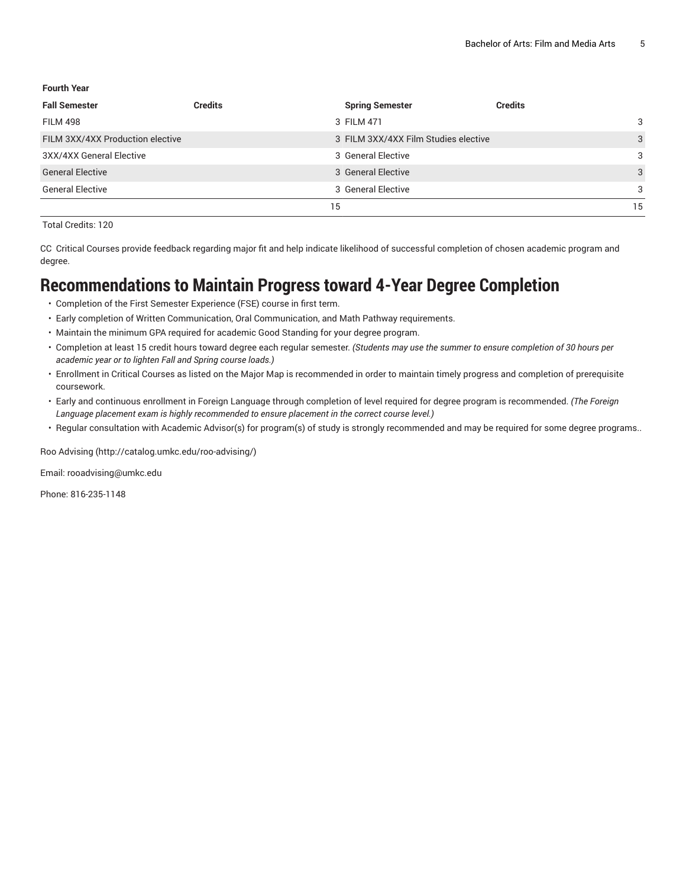**Fourth Year**

| Fall Semester | Credits | Spring Semester | Credits |
| --- | --- | --- | --- |
| FILM 498 | 3 | FILM 471 | 3 |
| FILM 3XX/4XX Production elective | 3 | FILM 3XX/4XX Film Studies elective | 3 |
| 3XX/4XX General Elective | 3 | General Elective | 3 |
| General Elective | 3 | General Elective | 3 |
| General Elective | 3 | General Elective | 3 |
| | 15 | | 15 |

Total Credits: 120

CC Critical Courses provide feedback regarding major fit and help indicate likelihood of successful completion of chosen academic program and degree.

# Recommendations to Maintain Progress toward 4-Year Degree Completion

- Completion of the First Semester Experience (FSE) course in first term.
- Early completion of Written Communication, Oral Communication, and Math Pathway requirements.
- Maintain the minimum GPA required for academic Good Standing for your degree program.
- Completion at least 15 credit hours toward degree each regular semester. *(Students may use the summer to ensure completion of 30 hours per academic year or to lighten Fall and Spring course loads.)*
- Enrollment in Critical Courses as listed on the Major Map is recommended in order to maintain timely progress and completion of prerequisite coursework.
- Early and continuous enrollment in Foreign Language through completion of level required for degree program is recommended. *(The Foreign Language placement exam is highly recommended to ensure placement in the correct course level.)*
- Regular consultation with Academic Advisor(s) for program(s) of study is strongly recommended and may be required for some degree programs..

Roo Advising (http://catalog.umkc.edu/roo-advising/)

Email: rooadvising@umkc.edu

Phone: 816-235-1148